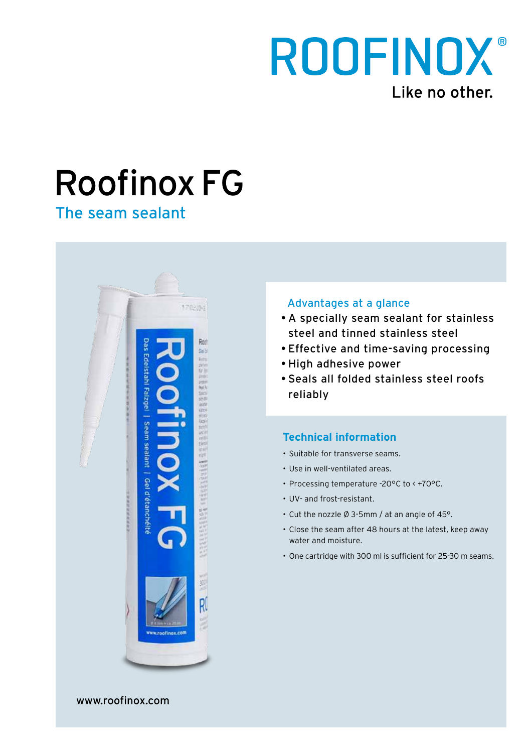ROOFINOX®

Like no other.

# Roofinox FG

## The seam sealant

### Advantages at a glance

- A specially seam sealant for stainless steel and tinned stainless steel
- Effective and time-saving processing
- High adhesive power
- Seals all folded stainless steel roofs reliably

### Technical information

- Suitable for transverse seams.
- Use in well-ventilated areas.
- Processing temperature -20°C to < +70°C.
- UV- and frost-resistant.
- Cut the nozzle Ø 3-5mm / at an angle of 45°.
- Close the seam after 48 hours at the latest, keep away water and moisture.
- One cartridge with 300 ml is sufficient for 25-30 m seams.

www.roofinox.com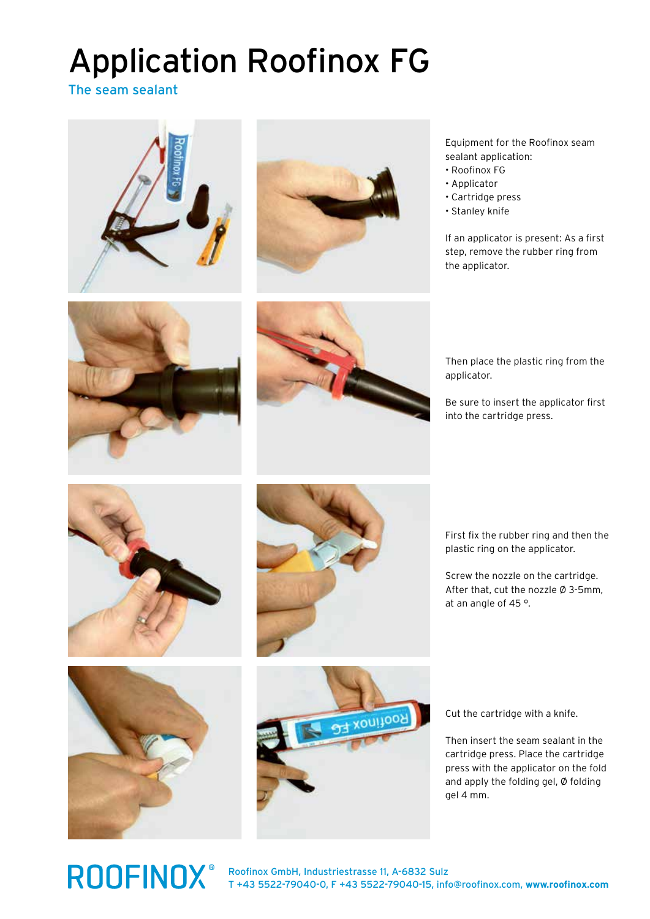# Application Roofinox FG

The seam sealant

Equipment for the Roofinox seam sealant application:

- Roofinox FG
- Applicator
- Cartridge press
- Stanley knife

If an applicator is present: As a first step, remove the rubber ring from the applicator.

Then place the plastic ring from the applicator.

Be sure to insert the applicator first into the cartridge press.

First fix the rubber ring and then the plastic ring on the applicator.

Screw the nozzle on the cartridge. After that, cut the nozzle Ø 3-5mm, at an angle of 45 °.

Cut the cartridge with a knife.

Then insert the seam sealant in the cartridge press. Place the cartridge press with the applicator on the fold and apply the folding gel, Ø folding gel 4 mm.

ROOFINOX®

Roofinox GmbH, Industriestrasse 11, A-6832 Sulz
T +43 5522-79040-0, F +43 5522-79040-15, info@roofinox.com, **www.roofinox.com**